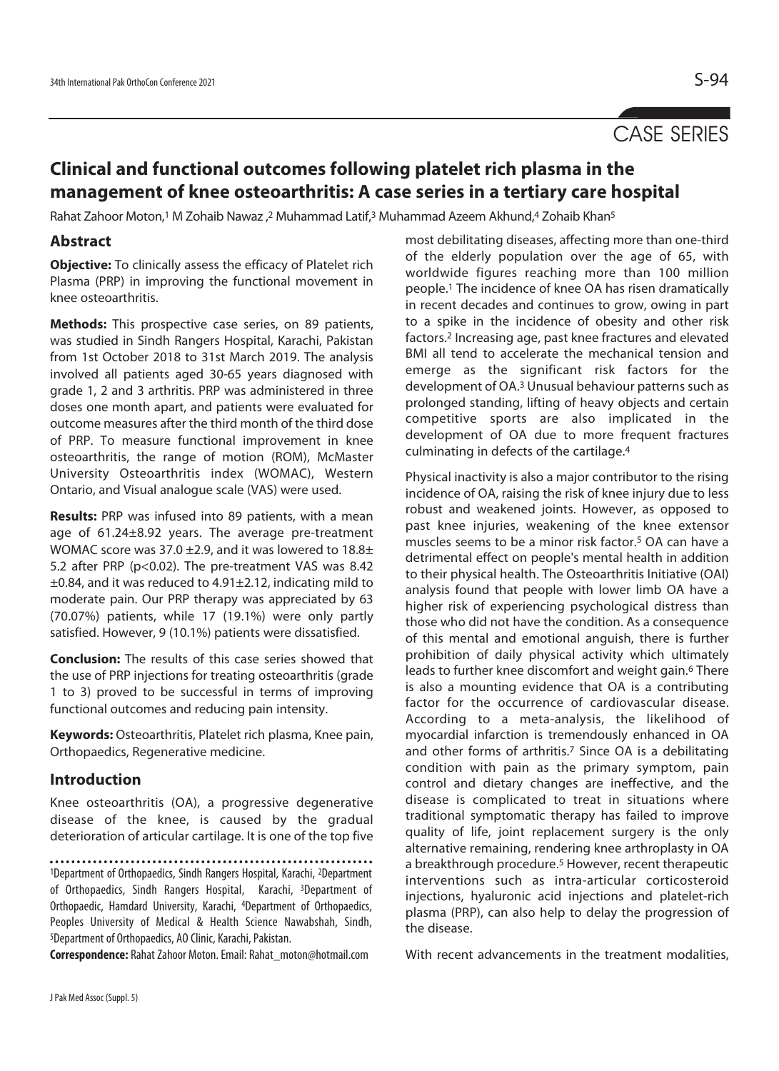CASE SERIES

# Clinical and functional outcomes following platelet rich plasma in the management of knee osteoarthritis: A case series in a tertiary care hospital

Rahat Zahoor Moton,[1] M Zohaib Nawaz ,[2] Muhammad Latif,[3] Muhammad Azeem Akhund,[4] Zohaib Khan[5]

## Abstract

**Objective:** To clinically assess the efficacy of Platelet rich Plasma (PRP) in improving the functional movement in knee osteoarthritis.

**Methods:** This prospective case series, on 89 patients, was studied in Sindh Rangers Hospital, Karachi, Pakistan from 1st October 2018 to 31st March 2019. The analysis involved all patients aged 30-65 years diagnosed with grade 1, 2 and 3 arthritis. PRP was administered in three doses one month apart, and patients were evaluated for outcome measures after the third month of the third dose of PRP. To measure functional improvement in knee osteoarthritis, the range of motion (ROM), McMaster University Osteoarthritis index (WOMAC), Western Ontario, and Visual analogue scale (VAS) were used.

**Results:** PRP was infused into 89 patients, with a mean age of 61.24±8.92 years. The average pre-treatment WOMAC score was 37.0 ±2.9, and it was lowered to 18.8± 5.2 after PRP (p<0.02). The pre-treatment VAS was 8.42 ±0.84, and it was reduced to 4.91±2.12, indicating mild to moderate pain. Our PRP therapy was appreciated by 63 (70.07%) patients, while 17 (19.1%) were only partly satisfied. However, 9 (10.1%) patients were dissatisfied.

**Conclusion:** The results of this case series showed that the use of PRP injections for treating osteoarthritis (grade 1 to 3) proved to be successful in terms of improving functional outcomes and reducing pain intensity.

**Keywords:** Osteoarthritis, Platelet rich plasma, Knee pain, Orthopaedics, Regenerative medicine.

## Introduction

Knee osteoarthritis (OA), a progressive degenerative disease of the knee, is caused by the gradual deterioration of articular cartilage. It is one of the top five most debilitating diseases, affecting more than one-third of the elderly population over the age of 65, with worldwide figures reaching more than 100 million people.[1] The incidence of knee OA has risen dramatically in recent decades and continues to grow, owing in part to a spike in the incidence of obesity and other risk factors.[2] Increasing age, past knee fractures and elevated BMI all tend to accelerate the mechanical tension and emerge as the significant risk factors for the development of OA.[3] Unusual behaviour patterns such as prolonged standing, lifting of heavy objects and certain competitive sports are also implicated in the development of OA due to more frequent fractures culminating in defects of the cartilage.[4]

Physical inactivity is also a major contributor to the rising incidence of OA, raising the risk of knee injury due to less robust and weakened joints. However, as opposed to past knee injuries, weakening of the knee extensor muscles seems to be a minor risk factor.[5] OA can have a detrimental effect on people's mental health in addition to their physical health. The Osteoarthritis Initiative (OAI) analysis found that people with lower limb OA have a higher risk of experiencing psychological distress than those who did not have the condition. As a consequence of this mental and emotional anguish, there is further prohibition of daily physical activity which ultimately leads to further knee discomfort and weight gain.[6] There is also a mounting evidence that OA is a contributing factor for the occurrence of cardiovascular disease. According to a meta-analysis, the likelihood of myocardial infarction is tremendously enhanced in OA and other forms of arthritis.[7] Since OA is a debilitating condition with pain as the primary symptom, pain control and dietary changes are ineffective, and the disease is complicated to treat in situations where traditional symptomatic therapy has failed to improve quality of life, joint replacement surgery is the only alternative remaining, rendering knee arthroplasty in OA a breakthrough procedure.[5] However, recent therapeutic interventions such as intra-articular corticosteroid injections, hyaluronic acid injections and platelet-rich plasma (PRP), can also help to delay the progression of the disease.

With recent advancements in the treatment modalities,

[1]Department of Orthopaedics, Sindh Rangers Hospital, Karachi, [2]Department of Orthopaedics, Sindh Rangers Hospital, Karachi, [3]Department of Orthopaedic, Hamdard University, Karachi, [4]Department of Orthopaedics, Peoples University of Medical & Health Science Nawabshah, Sindh, [5]Department of Orthopaedics, AO Clinic, Karachi, Pakistan.

**Correspondence:** Rahat Zahoor Moton. Email: Rahat_moton@hotmail.com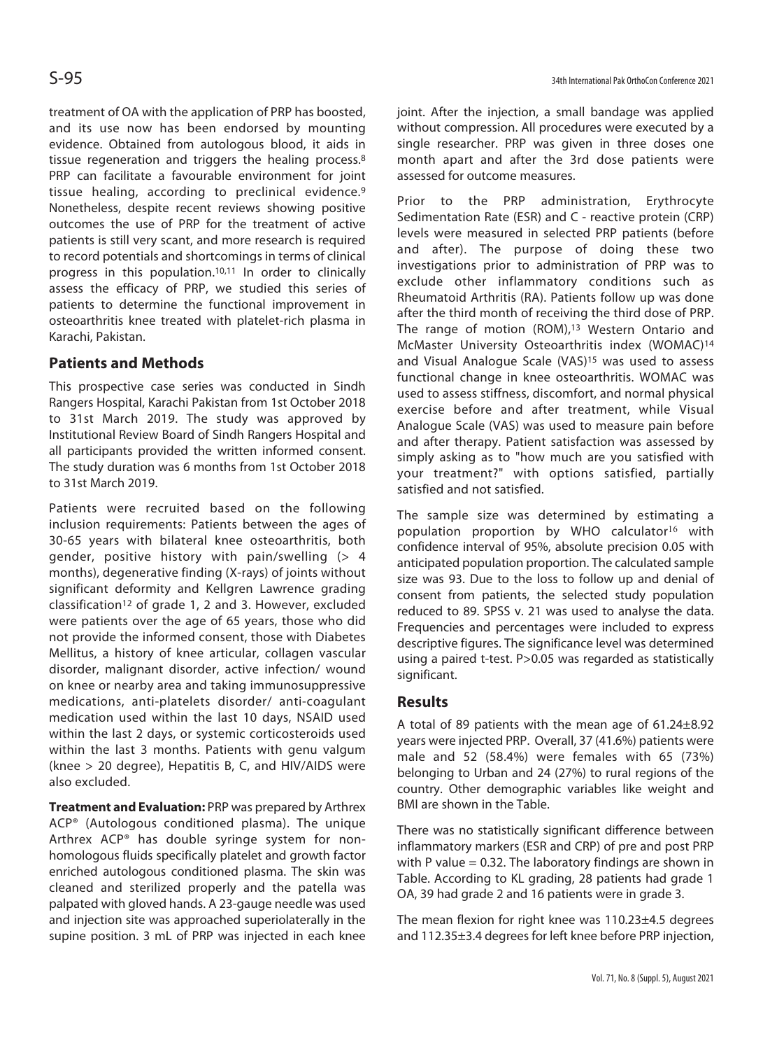treatment of OA with the application of PRP has boosted, and its use now has been endorsed by mounting evidence. Obtained from autologous blood, it aids in tissue regeneration and triggers the healing process.[8] PRP can facilitate a favourable environment for joint tissue healing, according to preclinical evidence.[9] Nonetheless, despite recent reviews showing positive outcomes the use of PRP for the treatment of active patients is still very scant, and more research is required to record potentials and shortcomings in terms of clinical progress in this population.[10,11] In order to clinically assess the efficacy of PRP, we studied this series of patients to determine the functional improvement in osteoarthritis knee treated with platelet-rich plasma in Karachi, Pakistan.

## Patients and Methods

This prospective case series was conducted in Sindh Rangers Hospital, Karachi Pakistan from 1st October 2018 to 31st March 2019. The study was approved by Institutional Review Board of Sindh Rangers Hospital and all participants provided the written informed consent. The study duration was 6 months from 1st October 2018 to 31st March 2019.

Patients were recruited based on the following inclusion requirements: Patients between the ages of 30-65 years with bilateral knee osteoarthritis, both gender, positive history with pain/swelling (> 4 months), degenerative finding (X-rays) of joints without significant deformity and Kellgren Lawrence grading classification[12] of grade 1, 2 and 3. However, excluded were patients over the age of 65 years, those who did not provide the informed consent, those with Diabetes Mellitus, a history of knee articular, collagen vascular disorder, malignant disorder, active infection/ wound on knee or nearby area and taking immunosuppressive medications, anti-platelets disorder/ anti-coagulant medication used within the last 10 days, NSAID used within the last 2 days, or systemic corticosteroids used within the last 3 months. Patients with genu valgum (knee > 20 degree), Hepatitis B, C, and HIV/AIDS were also excluded.

**Treatment and Evaluation:** PRP was prepared by Arthrex ACP® (Autologous conditioned plasma). The unique Arthrex ACP® has double syringe system for non-homologous fluids specifically platelet and growth factor enriched autologous conditioned plasma. The skin was cleaned and sterilized properly and the patella was palpated with gloved hands. A 23-gauge needle was used and injection site was approached superiolaterally in the supine position. 3 mL of PRP was injected in each knee joint. After the injection, a small bandage was applied without compression. All procedures were executed by a single researcher. PRP was given in three doses one month apart and after the 3rd dose patients were assessed for outcome measures.

Prior to the PRP administration, Erythrocyte Sedimentation Rate (ESR) and C - reactive protein (CRP) levels were measured in selected PRP patients (before and after). The purpose of doing these two investigations prior to administration of PRP was to exclude other inflammatory conditions such as Rheumatoid Arthritis (RA). Patients follow up was done after the third month of receiving the third dose of PRP. The range of motion (ROM),[13] Western Ontario and McMaster University Osteoarthritis index (WOMAC)[14] and Visual Analogue Scale (VAS)[15] was used to assess functional change in knee osteoarthritis. WOMAC was used to assess stiffness, discomfort, and normal physical exercise before and after treatment, while Visual Analogue Scale (VAS) was used to measure pain before and after therapy. Patient satisfaction was assessed by simply asking as to "how much are you satisfied with your treatment?" with options satisfied, partially satisfied and not satisfied.

The sample size was determined by estimating a population proportion by WHO calculator[16] with confidence interval of 95%, absolute precision 0.05 with anticipated population proportion. The calculated sample size was 93. Due to the loss to follow up and denial of consent from patients, the selected study population reduced to 89. SPSS v. 21 was used to analyse the data. Frequencies and percentages were included to express descriptive figures. The significance level was determined using a paired t-test. P>0.05 was regarded as statistically significant.

## Results

A total of 89 patients with the mean age of 61.24±8.92 years were injected PRP. Overall, 37 (41.6%) patients were male and 52 (58.4%) were females with 65 (73%) belonging to Urban and 24 (27%) to rural regions of the country. Other demographic variables like weight and BMI are shown in the Table.

There was no statistically significant difference between inflammatory markers (ESR and CRP) of pre and post PRP with P value = 0.32. The laboratory findings are shown in Table. According to KL grading, 28 patients had grade 1 OA, 39 had grade 2 and 16 patients were in grade 3.

The mean flexion for right knee was 110.23±4.5 degrees and 112.35±3.4 degrees for left knee before PRP injection,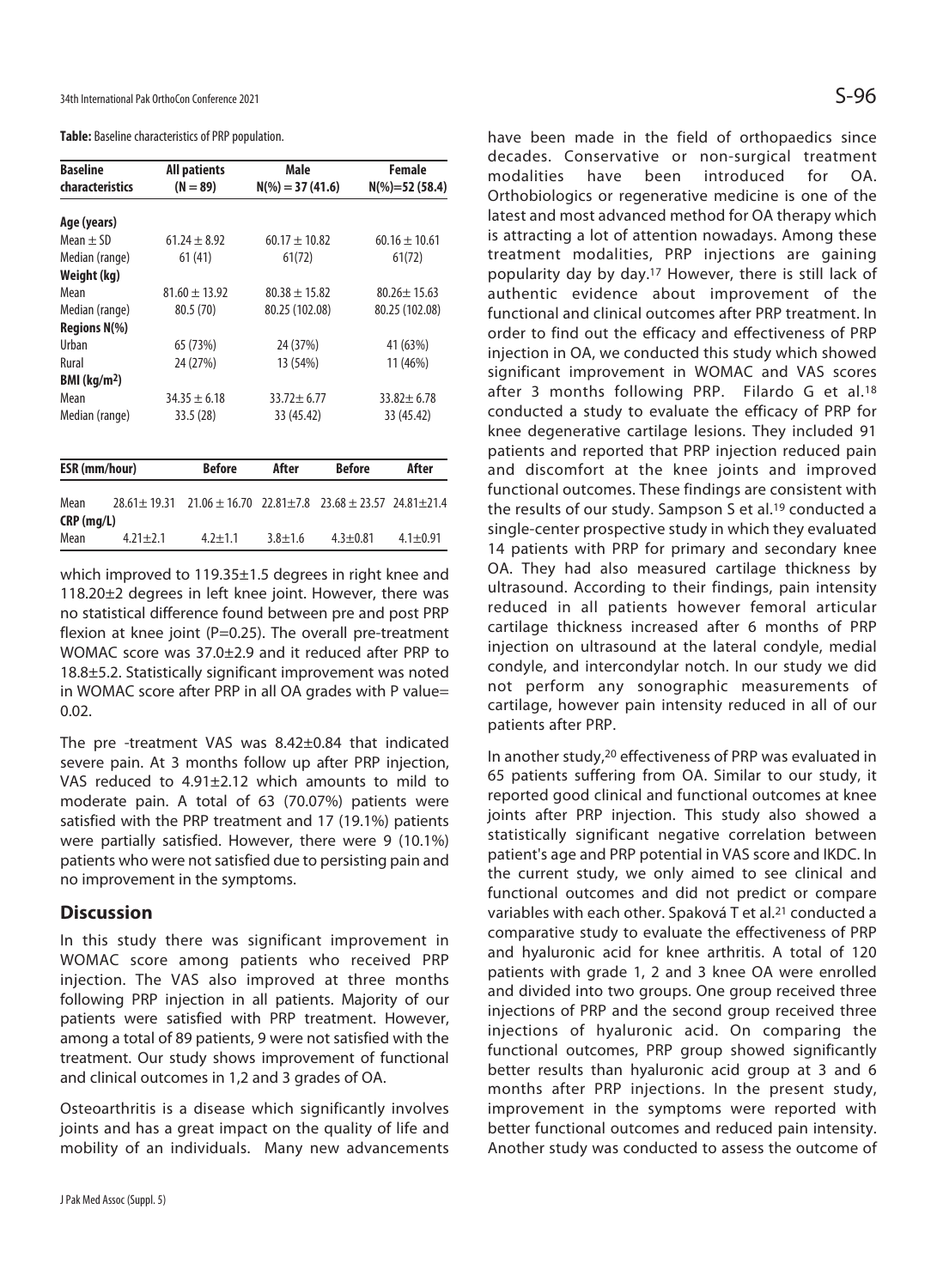**Table:** Baseline characteristics of PRP population.

| Baseline characteristics | All patients (N = 89) | Male N(%) = 37 (41.6) | Female N(%)=52 (58.4) |
|---|---|---|---|
| **Age (years)** | | | |
| Mean ± SD | 61.24 ± 8.92 | 60.17 ± 10.82 | 60.16 ± 10.61 |
| Median (range) | 61 (41) | 61(72) | 61(72) |
| **Weight (kg)** | | | |
| Mean | 81.60 ± 13.92 | 80.38 ± 15.82 | 80.26± 15.63 |
| Median (range) | 80.5 (70) | 80.25 (102.08) | 80.25 (102.08) |
| **Regions N(%)** | | | |
| Urban | 65 (73%) | 24 (37%) | 41 (63%) |
| Rural | 24 (27%) | 13 (54%) | 11 (46%) |
| **BMI (kg/m²)** | | | |
| Mean | 34.35 ± 6.18 | 33.72± 6.77 | 33.82± 6.78 |
| Median (range) | 33.5 (28) | 33 (45.42) | 33 (45.42) |

| ESR (mm/hour) | | Before | After | Before | After |
|---|---|---|---|---|---|
| Mean | 28.61± 19.31 | 21.06 ± 16.70 | 22.81±7.8 | 23.68 ± 23.57 | 24.81±21.4 |
| **CRP (mg/L)** | | | | | |
| Mean | 4.21±2.1 | 4.2±1.1 | 3.8±1.6 | 4.3±0.81 | 4.1±0.91 |

which improved to 119.35±1.5 degrees in right knee and 118.20±2 degrees in left knee joint. However, there was no statistical difference found between pre and post PRP flexion at knee joint (P=0.25). The overall pre-treatment WOMAC score was 37.0±2.9 and it reduced after PRP to 18.8±5.2. Statistically significant improvement was noted in WOMAC score after PRP in all OA grades with P value= 0.02.

The pre -treatment VAS was 8.42±0.84 that indicated severe pain. At 3 months follow up after PRP injection, VAS reduced to 4.91±2.12 which amounts to mild to moderate pain. A total of 63 (70.07%) patients were satisfied with the PRP treatment and 17 (19.1%) patients were partially satisfied. However, there were 9 (10.1%) patients who were not satisfied due to persisting pain and no improvement in the symptoms.

## Discussion

In this study there was significant improvement in WOMAC score among patients who received PRP injection. The VAS also improved at three months following PRP injection in all patients. Majority of our patients were satisfied with PRP treatment. However, among a total of 89 patients, 9 were not satisfied with the treatment. Our study shows improvement of functional and clinical outcomes in 1,2 and 3 grades of OA.

Osteoarthritis is a disease which significantly involves joints and has a great impact on the quality of life and mobility of an individuals. Many new advancements have been made in the field of orthopaedics since decades. Conservative or non-surgical treatment modalities have been introduced for OA. Orthobiologics or regenerative medicine is one of the latest and most advanced method for OA therapy which is attracting a lot of attention nowadays. Among these treatment modalities, PRP injections are gaining popularity day by day.[17] However, there is still lack of authentic evidence about improvement of the functional and clinical outcomes after PRP treatment. In order to find out the efficacy and effectiveness of PRP injection in OA, we conducted this study which showed significant improvement in WOMAC and VAS scores after 3 months following PRP. Filardo G et al.[18] conducted a study to evaluate the efficacy of PRP for knee degenerative cartilage lesions. They included 91 patients and reported that PRP injection reduced pain and discomfort at the knee joints and improved functional outcomes. These findings are consistent with the results of our study. Sampson S et al.[19] conducted a single-center prospective study in which they evaluated 14 patients with PRP for primary and secondary knee OA. They had also measured cartilage thickness by ultrasound. According to their findings, pain intensity reduced in all patients however femoral articular cartilage thickness increased after 6 months of PRP injection on ultrasound at the lateral condyle, medial condyle, and intercondylar notch. In our study we did not perform any sonographic measurements of cartilage, however pain intensity reduced in all of our patients after PRP.

In another study,[20] effectiveness of PRP was evaluated in 65 patients suffering from OA. Similar to our study, it reported good clinical and functional outcomes at knee joints after PRP injection. This study also showed a statistically significant negative correlation between patient's age and PRP potential in VAS score and IKDC. In the current study, we only aimed to see clinical and functional outcomes and did not predict or compare variables with each other. Spaková T et al.[21] conducted a comparative study to evaluate the effectiveness of PRP and hyaluronic acid for knee arthritis. A total of 120 patients with grade 1, 2 and 3 knee OA were enrolled and divided into two groups. One group received three injections of PRP and the second group received three injections of hyaluronic acid. On comparing the functional outcomes, PRP group showed significantly better results than hyaluronic acid group at 3 and 6 months after PRP injections. In the present study, improvement in the symptoms were reported with better functional outcomes and reduced pain intensity. Another study was conducted to assess the outcome of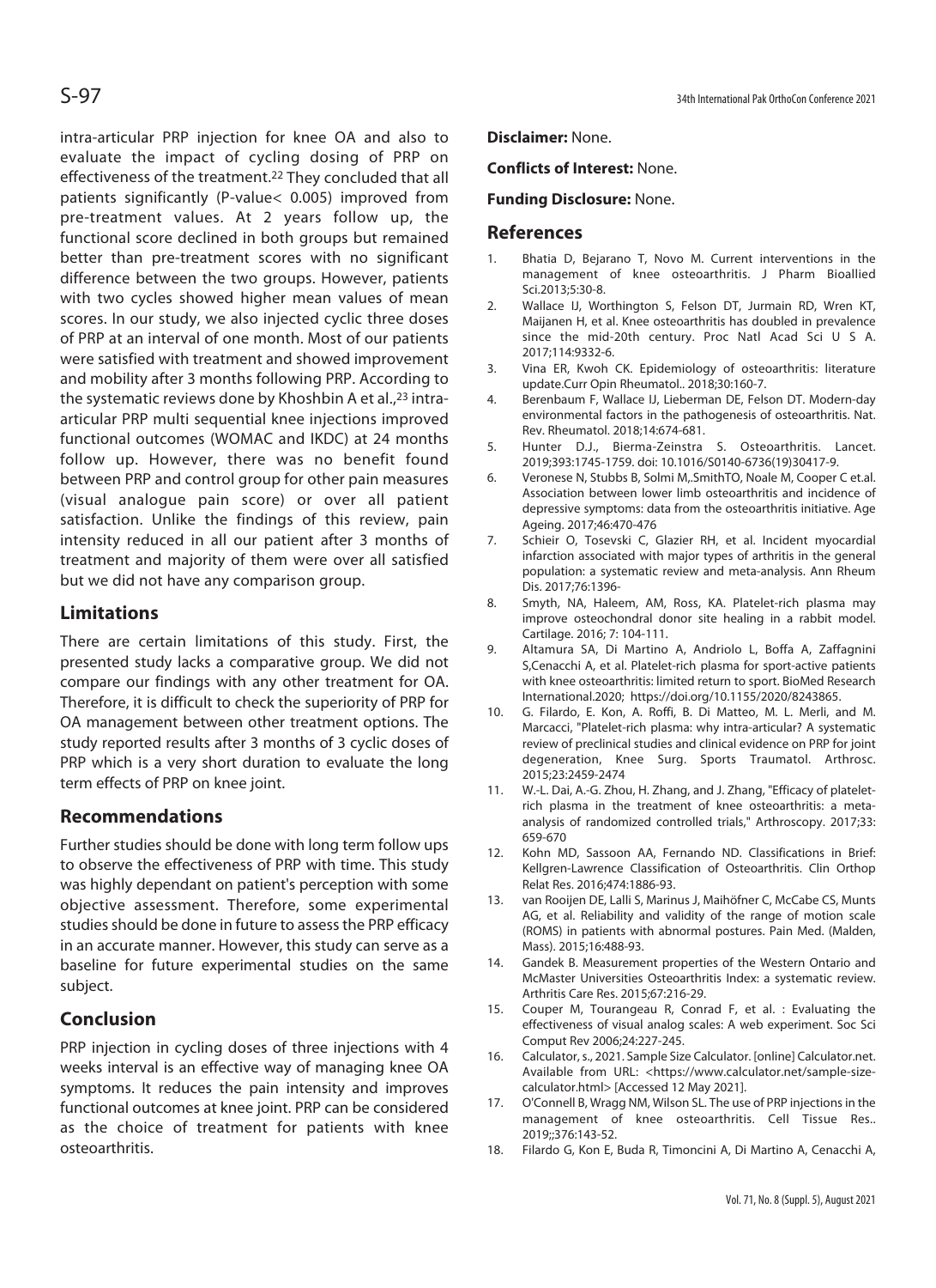intra-articular PRP injection for knee OA and also to evaluate the impact of cycling dosing of PRP on effectiveness of the treatment.[22] They concluded that all patients significantly (P-value< 0.005) improved from pre-treatment values. At 2 years follow up, the functional score declined in both groups but remained better than pre-treatment scores with no significant difference between the two groups. However, patients with two cycles showed higher mean values of mean scores. In our study, we also injected cyclic three doses of PRP at an interval of one month. Most of our patients were satisfied with treatment and showed improvement and mobility after 3 months following PRP. According to the systematic reviews done by Khoshbin A et al.,[23] intra-articular PRP multi sequential knee injections improved functional outcomes (WOMAC and IKDC) at 24 months follow up. However, there was no benefit found between PRP and control group for other pain measures (visual analogue pain score) or over all patient satisfaction. Unlike the findings of this review, pain intensity reduced in all our patient after 3 months of treatment and majority of them were over all satisfied but we did not have any comparison group.

## Limitations

There are certain limitations of this study. First, the presented study lacks a comparative group. We did not compare our findings with any other treatment for OA. Therefore, it is difficult to check the superiority of PRP for OA management between other treatment options. The study reported results after 3 months of 3 cyclic doses of PRP which is a very short duration to evaluate the long term effects of PRP on knee joint.

## Recommendations

Further studies should be done with long term follow ups to observe the effectiveness of PRP with time. This study was highly dependant on patient's perception with some objective assessment. Therefore, some experimental studies should be done in future to assess the PRP efficacy in an accurate manner. However, this study can serve as a baseline for future experimental studies on the same subject.

## Conclusion

PRP injection in cycling doses of three injections with 4 weeks interval is an effective way of managing knee OA symptoms. It reduces the pain intensity and improves functional outcomes at knee joint. PRP can be considered as the choice of treatment for patients with knee osteoarthritis.

**Disclaimer:** None.

**Conflicts of Interest:** None.

**Funding Disclosure:** None.

## References

1. Bhatia D, Bejarano T, Novo M. Current interventions in the management of knee osteoarthritis. J Pharm Bioallied Sci.2013;5:30-8.
2. Wallace IJ, Worthington S, Felson DT, Jurmain RD, Wren KT, Maijanen H, et al. Knee osteoarthritis has doubled in prevalence since the mid-20th century. Proc Natl Acad Sci U S A. 2017;114:9332-6.
3. Vina ER, Kwoh CK. Epidemiology of osteoarthritis: literature update.Curr Opin Rheumatol.. 2018;30:160-7.
4. Berenbaum F, Wallace IJ, Lieberman DE, Felson DT. Modern-day environmental factors in the pathogenesis of osteoarthritis. Nat. Rev. Rheumatol. 2018;14:674-681.
5. Hunter D.J., Bierma-Zeinstra S. Osteoarthritis. Lancet. 2019;393:1745-1759. doi: 10.1016/S0140-6736(19)30417-9.
6. Veronese N, Stubbs B, Solmi M,.SmithTO, Noale M, Cooper C et.al. Association between lower limb osteoarthritis and incidence of depressive symptoms: data from the osteoarthritis initiative. Age Ageing. 2017;46:470-476
7. Schieir O, Tosevski C, Glazier RH, et al. Incident myocardial infarction associated with major types of arthritis in the general population: a systematic review and meta-analysis. Ann Rheum Dis. 2017;76:1396-
8. Smyth, NA, Haleem, AM, Ross, KA. Platelet-rich plasma may improve osteochondral donor site healing in a rabbit model. Cartilage. 2016; 7: 104-111.
9. Altamura SA, Di Martino A, Andriolo L, Boffa A, Zaffagnini S,Cenacchi A, et al. Platelet-rich plasma for sport-active patients with knee osteoarthritis: limited return to sport. BioMed Research International.2020; https://doi.org/10.1155/2020/8243865.
10. G. Filardo, E. Kon, A. Roffi, B. Di Matteo, M. L. Merli, and M. Marcacci, "Platelet-rich plasma: why intra-articular? A systematic review of preclinical studies and clinical evidence on PRP for joint degeneration, Knee Surg. Sports Traumatol. Arthrosc. 2015;23:2459-2474
11. W.-L. Dai, A.-G. Zhou, H. Zhang, and J. Zhang, "Efficacy of platelet-rich plasma in the treatment of knee osteoarthritis: a meta-analysis of randomized controlled trials," Arthroscopy. 2017;33: 659-670
12. Kohn MD, Sassoon AA, Fernando ND. Classifications in Brief: Kellgren-Lawrence Classification of Osteoarthritis. Clin Orthop Relat Res. 2016;474:1886-93.
13. van Rooijen DE, Lalli S, Marinus J, Maihöfner C, McCabe CS, Munts AG, et al. Reliability and validity of the range of motion scale (ROMS) in patients with abnormal postures. Pain Med. (Malden, Mass). 2015;16:488-93.
14. Gandek B. Measurement properties of the Western Ontario and McMaster Universities Osteoarthritis Index: a systematic review. Arthritis Care Res. 2015;67:216-29.
15. Couper M, Tourangeau R, Conrad F, et al. : Evaluating the effectiveness of visual analog scales: A web experiment. Soc Sci Comput Rev 2006;24:227-245.
16. Calculator, s., 2021. Sample Size Calculator. [online] Calculator.net. Available from URL: <https://www.calculator.net/sample-size-calculator.html> [Accessed 12 May 2021].
17. O'Connell B, Wragg NM, Wilson SL. The use of PRP injections in the management of knee osteoarthritis. Cell Tissue Res.. 2019;;376:143-52.
18. Filardo G, Kon E, Buda R, Timoncini A, Di Martino A, Cenacchi A,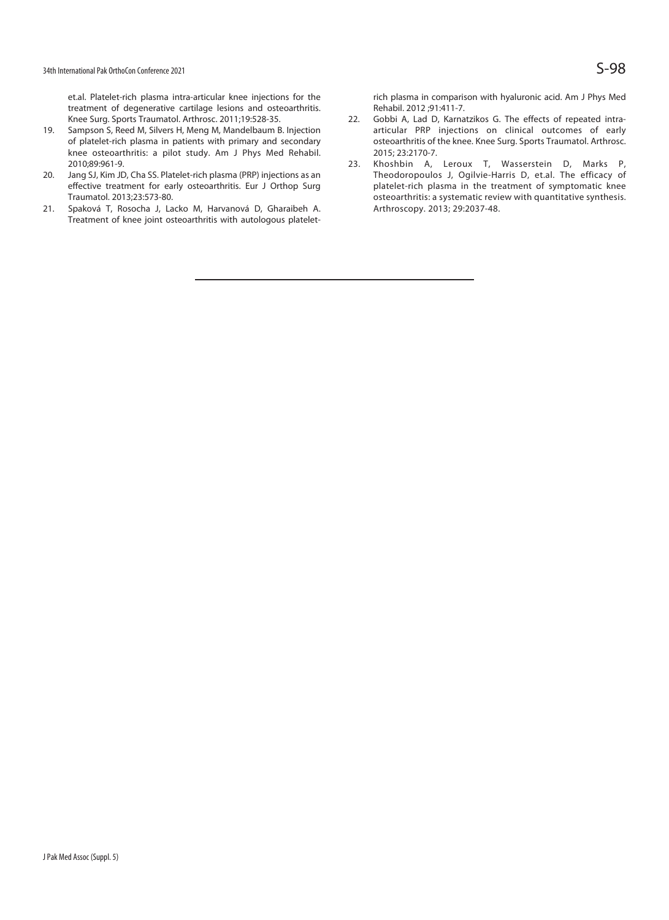et.al. Platelet-rich plasma intra-articular knee injections for the treatment of degenerative cartilage lesions and osteoarthritis. Knee Surg. Sports Traumatol. Arthrosc. 2011;19:528-35.

19. Sampson S, Reed M, Silvers H, Meng M, Mandelbaum B. Injection of platelet-rich plasma in patients with primary and secondary knee osteoarthritis: a pilot study. Am J Phys Med Rehabil. 2010;89:961-9.
20. Jang SJ, Kim JD, Cha SS. Platelet-rich plasma (PRP) injections as an effective treatment for early osteoarthritis. Eur J Orthop Surg Traumatol. 2013;23:573-80.
21. Spaková T, Rosocha J, Lacko M, Harvanová D, Gharaibeh A. Treatment of knee joint osteoarthritis with autologous platelet-rich plasma in comparison with hyaluronic acid. Am J Phys Med Rehabil. 2012 ;91:411-7.
22. Gobbi A, Lad D, Karnatzikos G. The effects of repeated intra-articular PRP injections on clinical outcomes of early osteoarthritis of the knee. Knee Surg. Sports Traumatol. Arthrosc. 2015; 23:2170-7.
23. Khoshbin A, Leroux T, Wasserstein D, Marks P, Theodoropoulos J, Ogilvie-Harris D, et.al. The efficacy of platelet-rich plasma in the treatment of symptomatic knee osteoarthritis: a systematic review with quantitative synthesis. Arthroscopy. 2013; 29:2037-48.